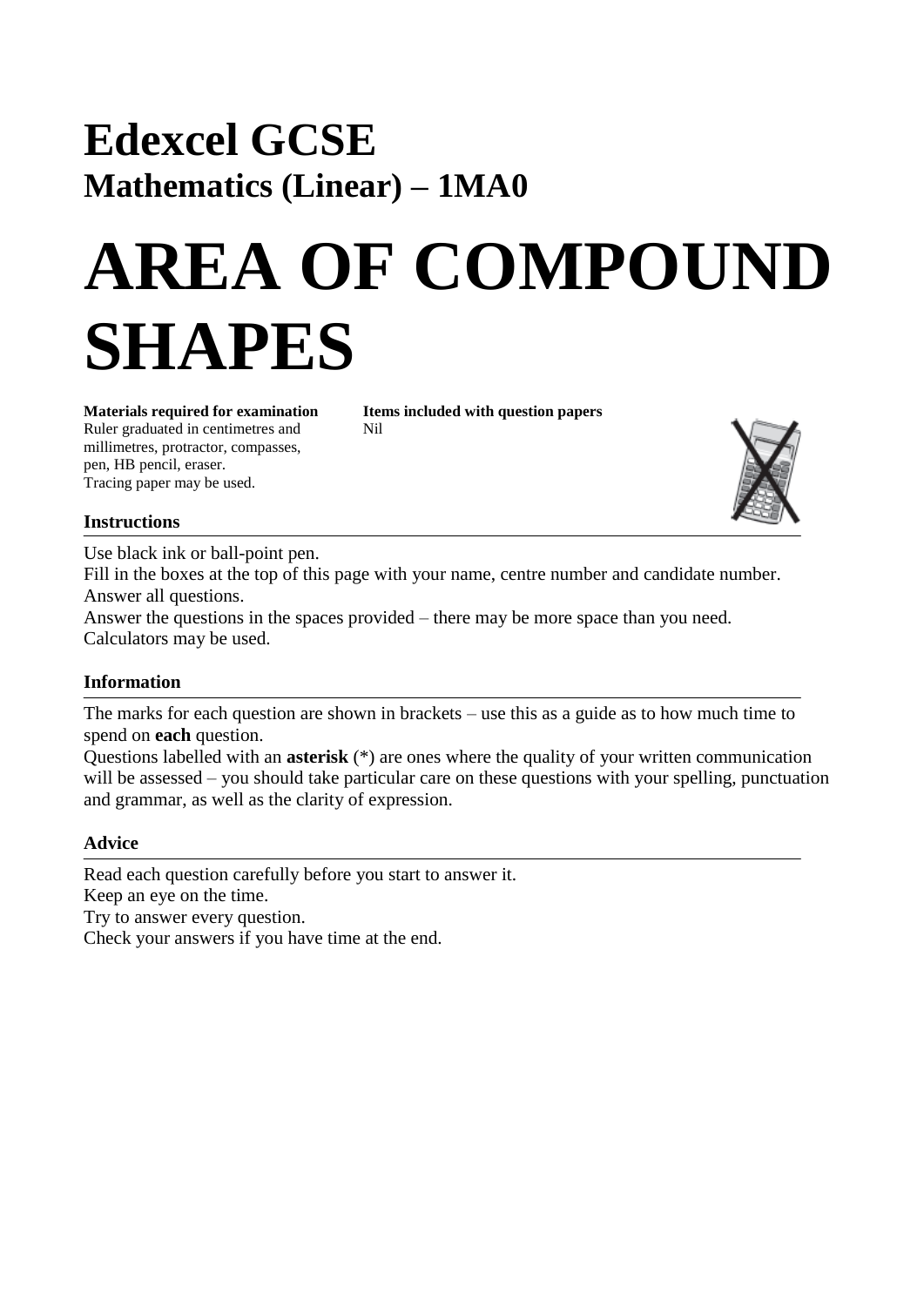# Edexcel GCSE
## Mathematics (Linear) – 1MA0

# AREA OF COMPOUND SHAPES

**Materials required for examination**
Ruler graduated in centimetres and millimetres, protractor, compasses, pen, HB pencil, eraser.
Tracing paper may be used.

**Items included with question papers**
Nil

### Instructions

Use black ink or ball-point pen.
Fill in the boxes at the top of this page with your name, centre number and candidate number.
Answer all questions.
Answer the questions in the spaces provided – there may be more space than you need.
Calculators may be used.

### Information

The marks for each question are shown in brackets – use this as a guide as to how much time to spend on **each** question.
Questions labelled with an **asterisk** (*) are ones where the quality of your written communication will be assessed – you should take particular care on these questions with your spelling, punctuation and grammar, as well as the clarity of expression.

### Advice

Read each question carefully before you start to answer it.
Keep an eye on the time.
Try to answer every question.
Check your answers if you have time at the end.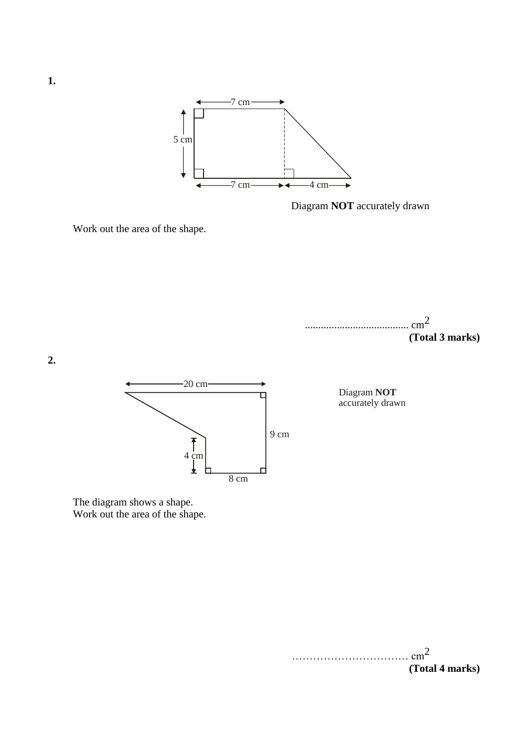**1.**

Diagram **NOT** accurately drawn

Work out the area of the shape.

....................................... $cm^2$

**(Total 3 marks)**

**2.**

Diagram **NOT** accurately drawn

The diagram shows a shape.
Work out the area of the shape.

…………………………… $cm^2$

**(Total 4 marks)**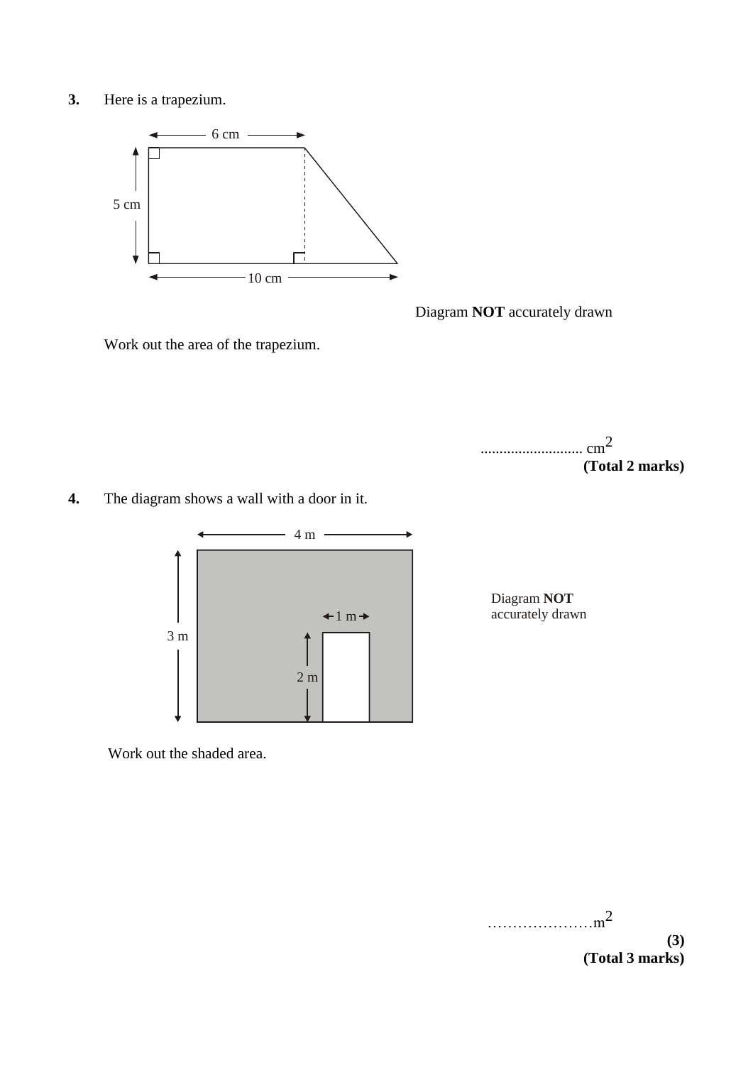**3.** Here is a trapezium.

6 cm

5 cm

10 cm

Diagram **NOT** accurately drawn

Work out the area of the trapezium.

.......................... $cm^2$

**(Total 2 marks)**

**4.** The diagram shows a wall with a door in it.

4 m

3 m

1 m

2 m

Diagram **NOT** accurately drawn

Work out the shaded area.

…………………$m^2$

**(3)**

**(Total 3 marks)**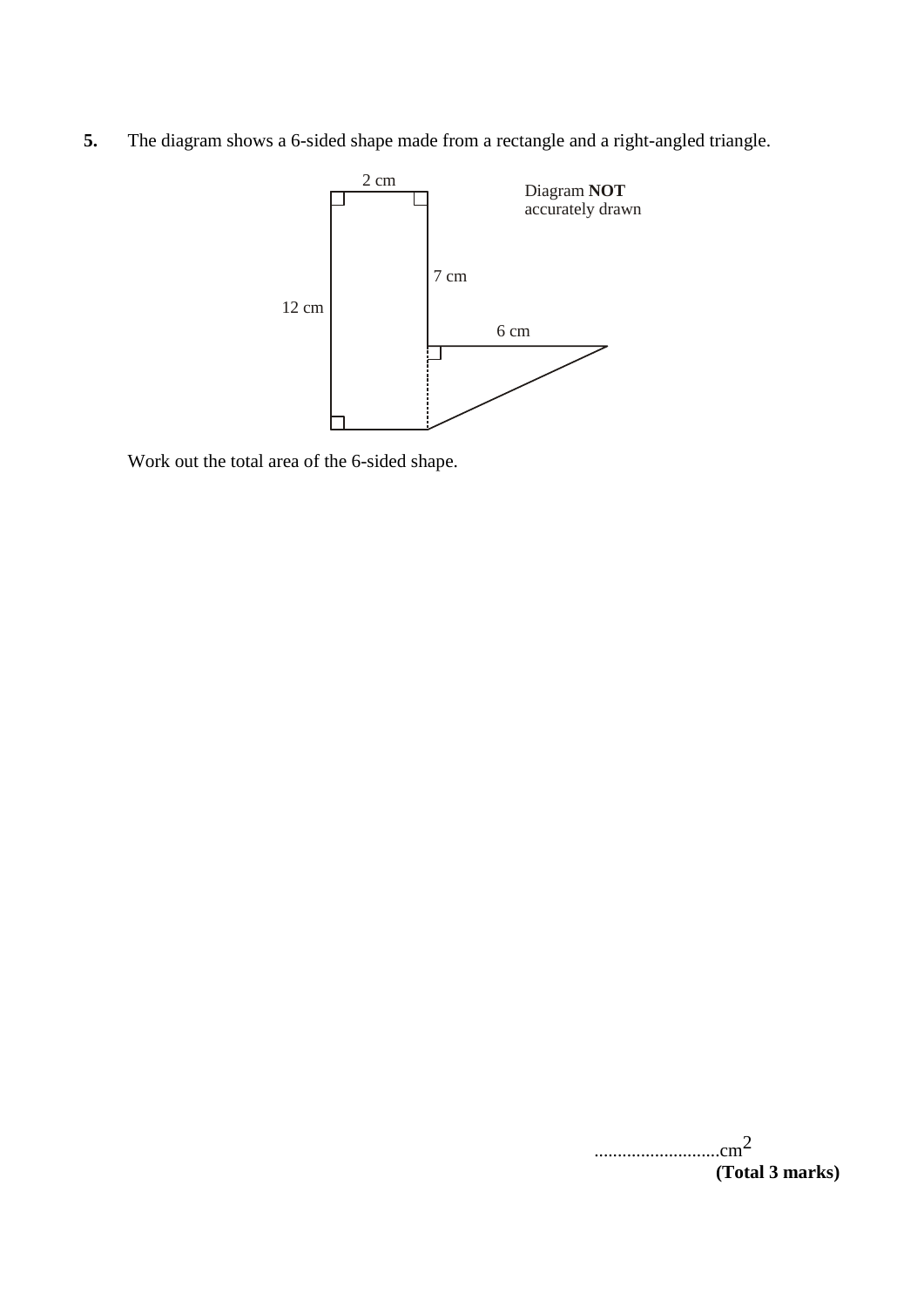**5.** The diagram shows a 6-sided shape made from a rectangle and a right-angled triangle.

2 cm

Diagram **NOT** accurately drawn

7 cm

12 cm

6 cm

Work out the total area of the 6-sided shape.

..........................$cm^2$

**(Total 3 marks)**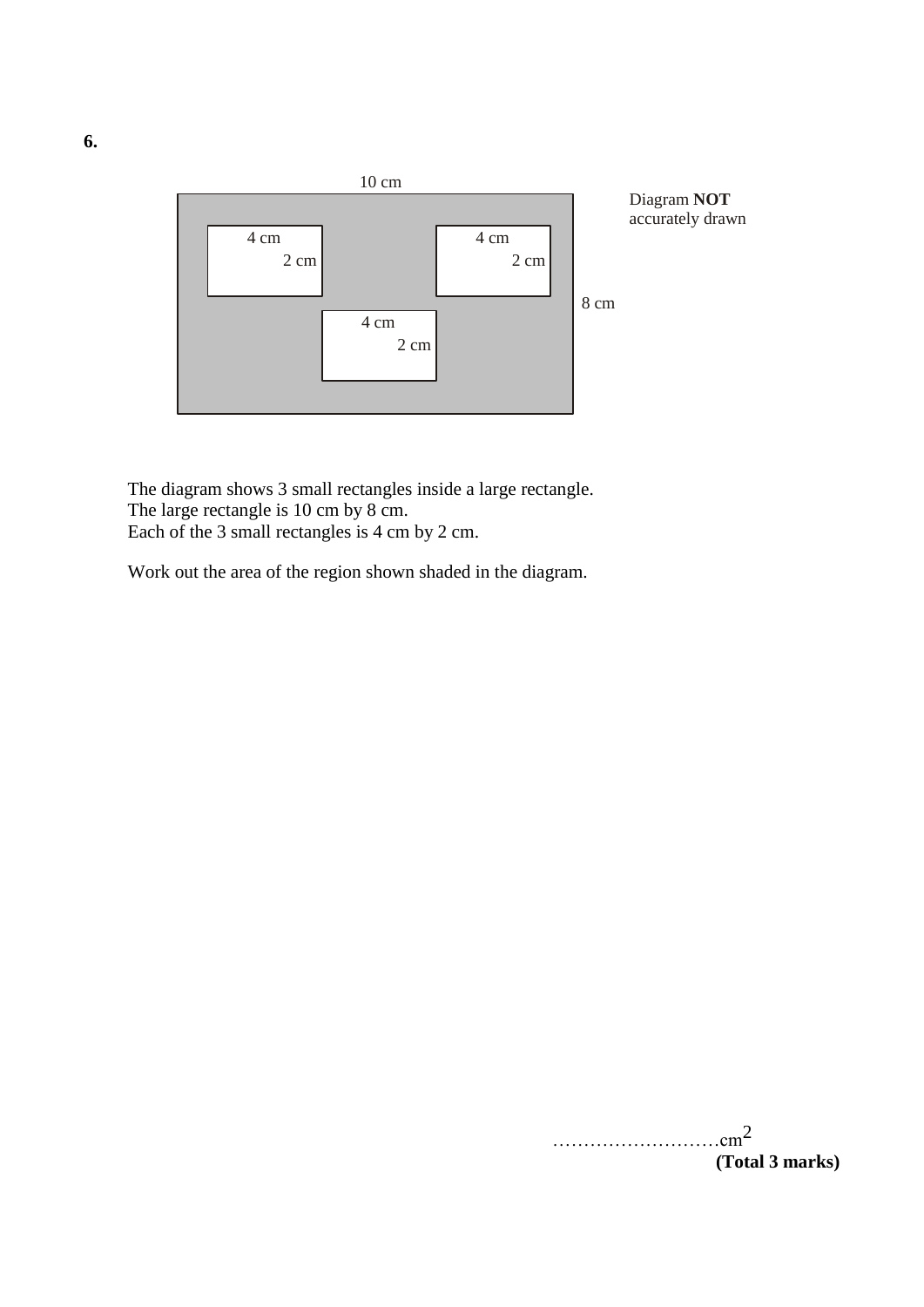**6.**

10 cm

4 cm
2 cm

4 cm
2 cm

8 cm

4 cm
2 cm

Diagram **NOT** accurately drawn

The diagram shows 3 small rectangles inside a large rectangle.
The large rectangle is 10 cm by 8 cm.
Each of the 3 small rectangles is 4 cm by 2 cm.

Work out the area of the region shown shaded in the diagram.

………………………$cm^2$

**(Total 3 marks)**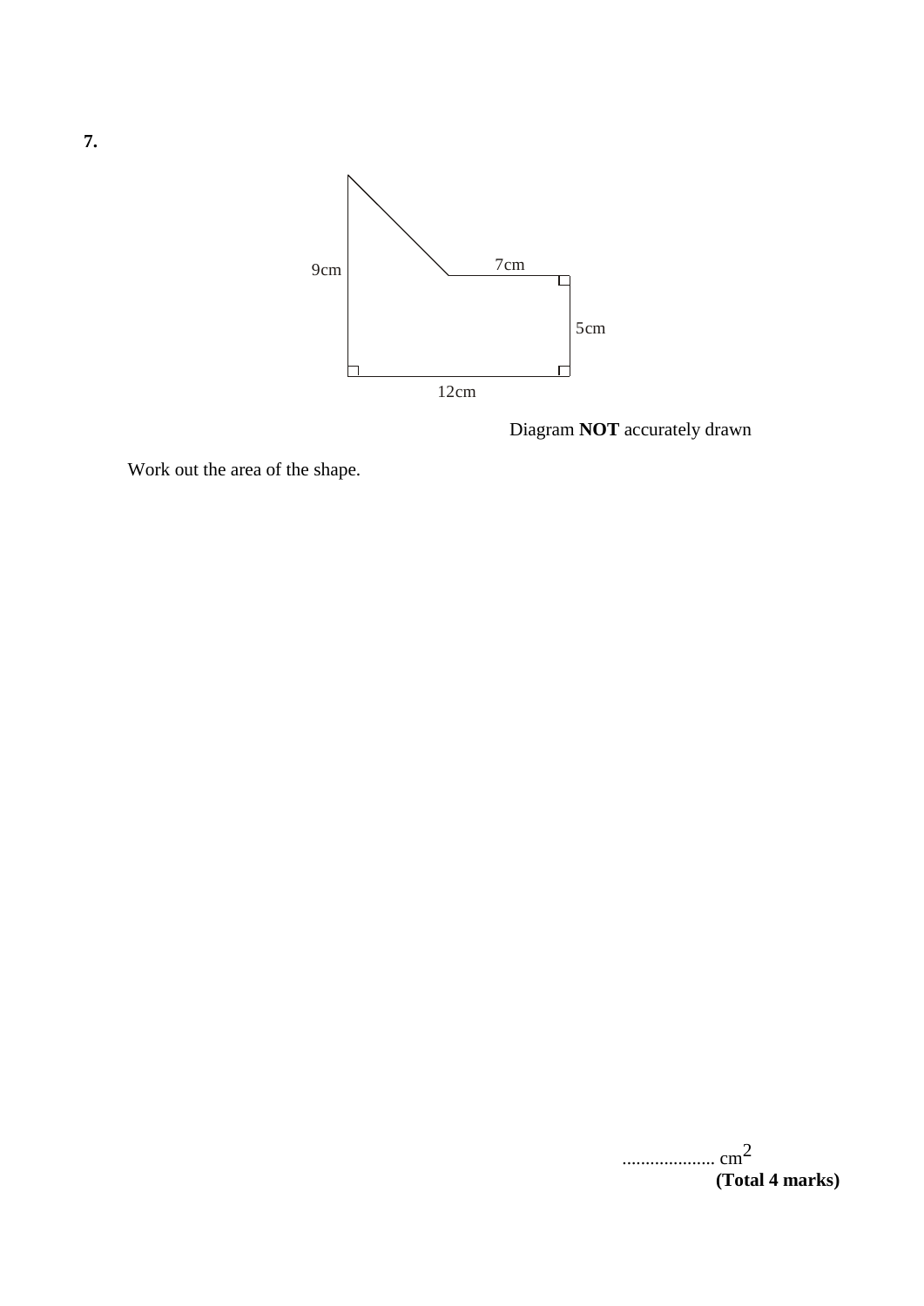**7.**

9cm

7cm

5cm

12cm

Diagram **NOT** accurately drawn

Work out the area of the shape.

.................... $cm^2$

**(Total 4 marks)**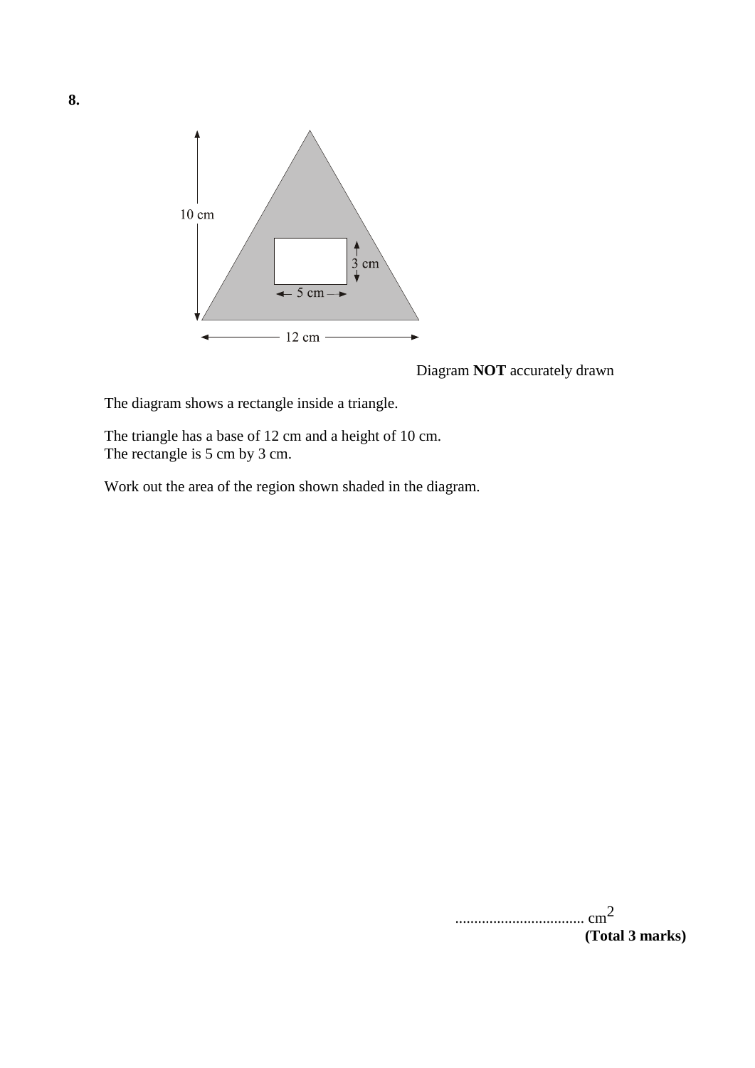**8.**

Diagram **NOT** accurately drawn

The diagram shows a rectangle inside a triangle.

The triangle has a base of 12 cm and a height of 10 cm.
The rectangle is 5 cm by 3 cm.

Work out the area of the region shown shaded in the diagram.

.................................. $cm^2$

**(Total 3 marks)**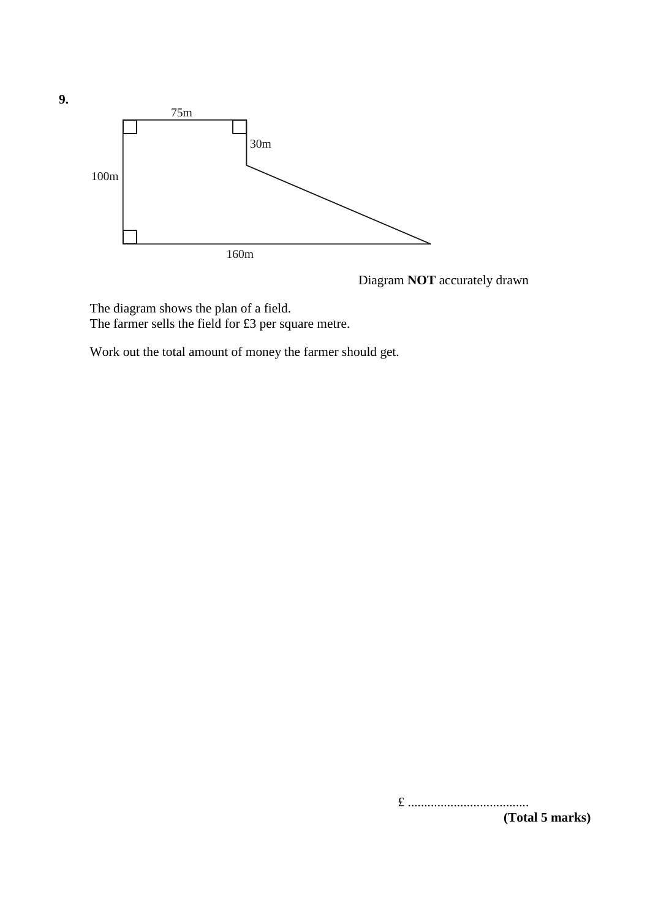**9.**

75m

30m

100m

160m

Diagram **NOT** accurately drawn

The diagram shows the plan of a field.
The farmer sells the field for £3 per square metre.

Work out the total amount of money the farmer should get.

£ .....................................

**(Total 5 marks)**